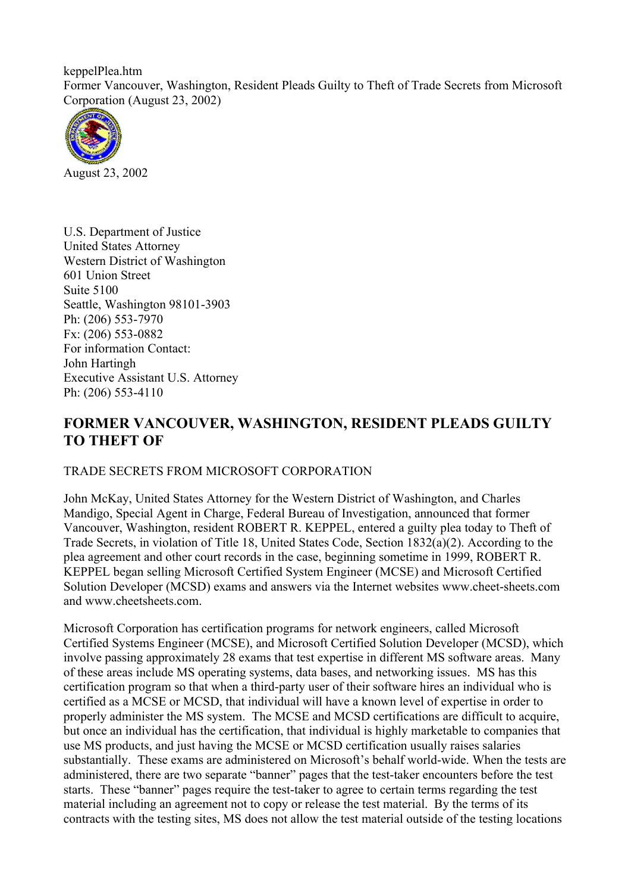keppelPlea.htm
Former Vancouver, Washington, Resident Pleads Guilty to Theft of Trade Secrets from Microsoft Corporation (August 23, 2002)

August 23, 2002

U.S. Department of Justice
United States Attorney
Western District of Washington
601 Union Street
Suite 5100
Seattle, Washington 98101-3903
Ph: (206) 553-7970
Fx: (206) 553-0882
For information Contact:
John Hartingh
Executive Assistant U.S. Attorney
Ph: (206) 553-4110

## FORMER VANCOUVER, WASHINGTON, RESIDENT PLEADS GUILTY TO THEFT OF

TRADE SECRETS FROM MICROSOFT CORPORATION

John McKay, United States Attorney for the Western District of Washington, and Charles Mandigo, Special Agent in Charge, Federal Bureau of Investigation, announced that former Vancouver, Washington, resident ROBERT R. KEPPEL, entered a guilty plea today to Theft of Trade Secrets, in violation of Title 18, United States Code, Section 1832(a)(2). According to the plea agreement and other court records in the case, beginning sometime in 1999, ROBERT R. KEPPEL began selling Microsoft Certified System Engineer (MCSE) and Microsoft Certified Solution Developer (MCSD) exams and answers via the Internet websites www.cheet-sheets.com and www.cheetsheets.com.

Microsoft Corporation has certification programs for network engineers, called Microsoft Certified Systems Engineer (MCSE), and Microsoft Certified Solution Developer (MCSD), which involve passing approximately 28 exams that test expertise in different MS software areas. Many of these areas include MS operating systems, data bases, and networking issues. MS has this certification program so that when a third-party user of their software hires an individual who is certified as a MCSE or MCSD, that individual will have a known level of expertise in order to properly administer the MS system. The MCSE and MCSD certifications are difficult to acquire, but once an individual has the certification, that individual is highly marketable to companies that use MS products, and just having the MCSE or MCSD certification usually raises salaries substantially. These exams are administered on Microsoft's behalf world-wide. When the tests are administered, there are two separate "banner" pages that the test-taker encounters before the test starts. These "banner" pages require the test-taker to agree to certain terms regarding the test material including an agreement not to copy or release the test material. By the terms of its contracts with the testing sites, MS does not allow the test material outside of the testing locations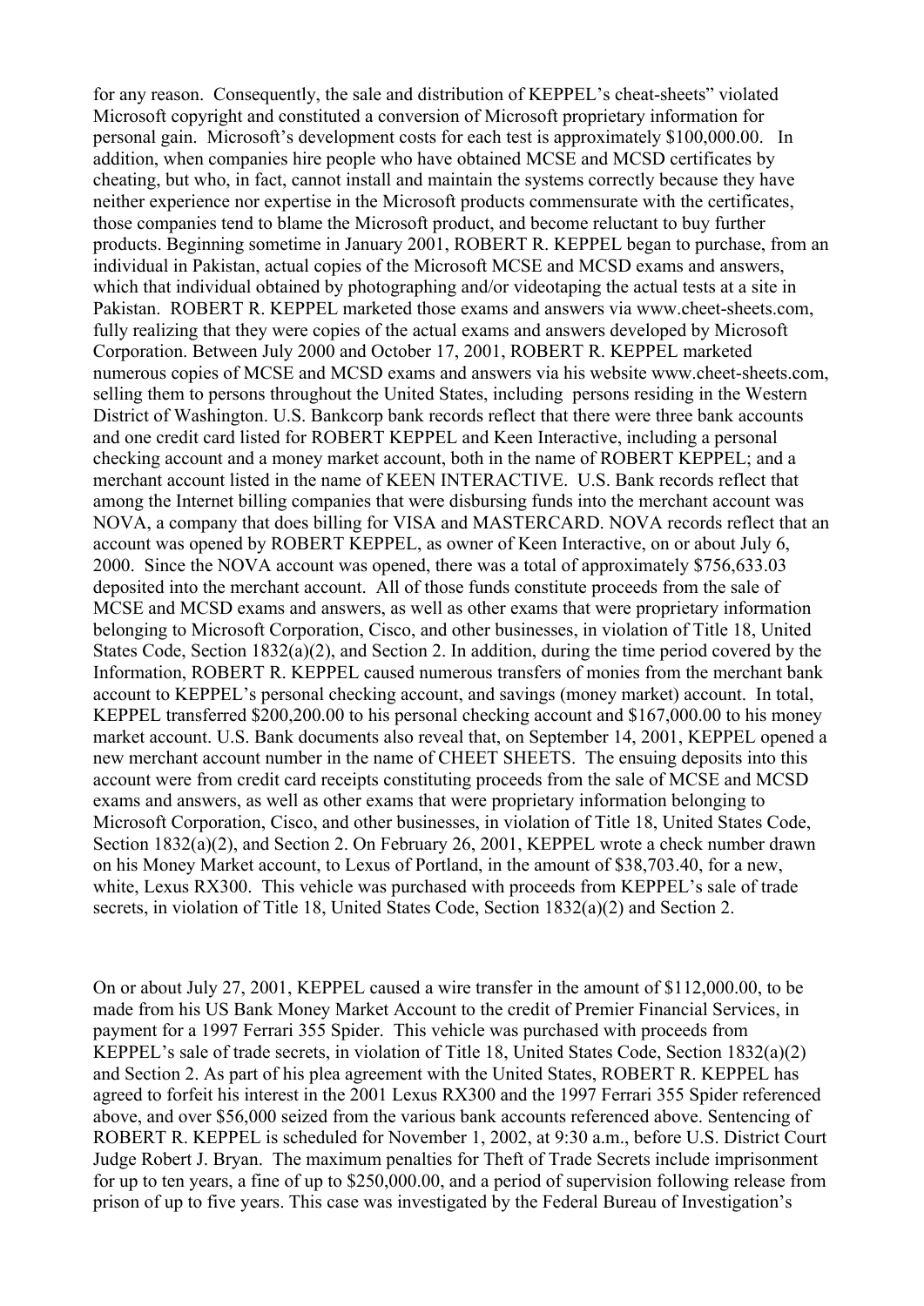for any reason. Consequently, the sale and distribution of KEPPEL's cheat-sheets" violated Microsoft copyright and constituted a conversion of Microsoft proprietary information for personal gain. Microsoft's development costs for each test is approximately $100,000.00. In addition, when companies hire people who have obtained MCSE and MCSD certificates by cheating, but who, in fact, cannot install and maintain the systems correctly because they have neither experience nor expertise in the Microsoft products commensurate with the certificates, those companies tend to blame the Microsoft product, and become reluctant to buy further products. Beginning sometime in January 2001, ROBERT R. KEPPEL began to purchase, from an individual in Pakistan, actual copies of the Microsoft MCSE and MCSD exams and answers, which that individual obtained by photographing and/or videotaping the actual tests at a site in Pakistan. ROBERT R. KEPPEL marketed those exams and answers via www.cheet-sheets.com, fully realizing that they were copies of the actual exams and answers developed by Microsoft Corporation. Between July 2000 and October 17, 2001, ROBERT R. KEPPEL marketed numerous copies of MCSE and MCSD exams and answers via his website www.cheet-sheets.com, selling them to persons throughout the United States, including persons residing in the Western District of Washington. U.S. Bankcorp bank records reflect that there were three bank accounts and one credit card listed for ROBERT KEPPEL and Keen Interactive, including a personal checking account and a money market account, both in the name of ROBERT KEPPEL; and a merchant account listed in the name of KEEN INTERACTIVE. U.S. Bank records reflect that among the Internet billing companies that were disbursing funds into the merchant account was NOVA, a company that does billing for VISA and MASTERCARD. NOVA records reflect that an account was opened by ROBERT KEPPEL, as owner of Keen Interactive, on or about July 6, 2000. Since the NOVA account was opened, there was a total of approximately $756,633.03 deposited into the merchant account. All of those funds constitute proceeds from the sale of MCSE and MCSD exams and answers, as well as other exams that were proprietary information belonging to Microsoft Corporation, Cisco, and other businesses, in violation of Title 18, United States Code, Section 1832(a)(2), and Section 2. In addition, during the time period covered by the Information, ROBERT R. KEPPEL caused numerous transfers of monies from the merchant bank account to KEPPEL's personal checking account, and savings (money market) account. In total, KEPPEL transferred $200,200.00 to his personal checking account and $167,000.00 to his money market account. U.S. Bank documents also reveal that, on September 14, 2001, KEPPEL opened a new merchant account number in the name of CHEET SHEETS. The ensuing deposits into this account were from credit card receipts constituting proceeds from the sale of MCSE and MCSD exams and answers, as well as other exams that were proprietary information belonging to Microsoft Corporation, Cisco, and other businesses, in violation of Title 18, United States Code, Section 1832(a)(2), and Section 2. On February 26, 2001, KEPPEL wrote a check number drawn on his Money Market account, to Lexus of Portland, in the amount of $38,703.40, for a new, white, Lexus RX300. This vehicle was purchased with proceeds from KEPPEL's sale of trade secrets, in violation of Title 18, United States Code, Section 1832(a)(2) and Section 2.

On or about July 27, 2001, KEPPEL caused a wire transfer in the amount of $112,000.00, to be made from his US Bank Money Market Account to the credit of Premier Financial Services, in payment for a 1997 Ferrari 355 Spider. This vehicle was purchased with proceeds from KEPPEL's sale of trade secrets, in violation of Title 18, United States Code, Section 1832(a)(2) and Section 2. As part of his plea agreement with the United States, ROBERT R. KEPPEL has agreed to forfeit his interest in the 2001 Lexus RX300 and the 1997 Ferrari 355 Spider referenced above, and over $56,000 seized from the various bank accounts referenced above. Sentencing of ROBERT R. KEPPEL is scheduled for November 1, 2002, at 9:30 a.m., before U.S. District Court Judge Robert J. Bryan. The maximum penalties for Theft of Trade Secrets include imprisonment for up to ten years, a fine of up to $250,000.00, and a period of supervision following release from prison of up to five years. This case was investigated by the Federal Bureau of Investigation's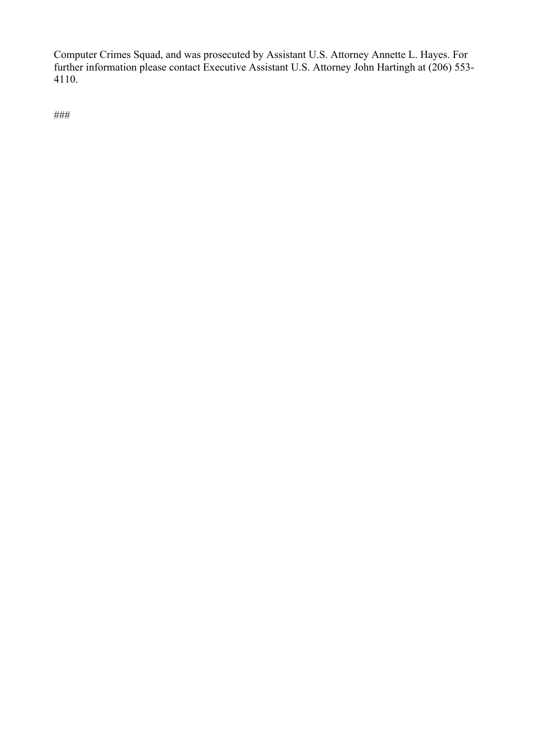Computer Crimes Squad, and was prosecuted by Assistant U.S. Attorney Annette L. Hayes. For further information please contact Executive Assistant U.S. Attorney John Hartingh at (206) 553-4110.

###